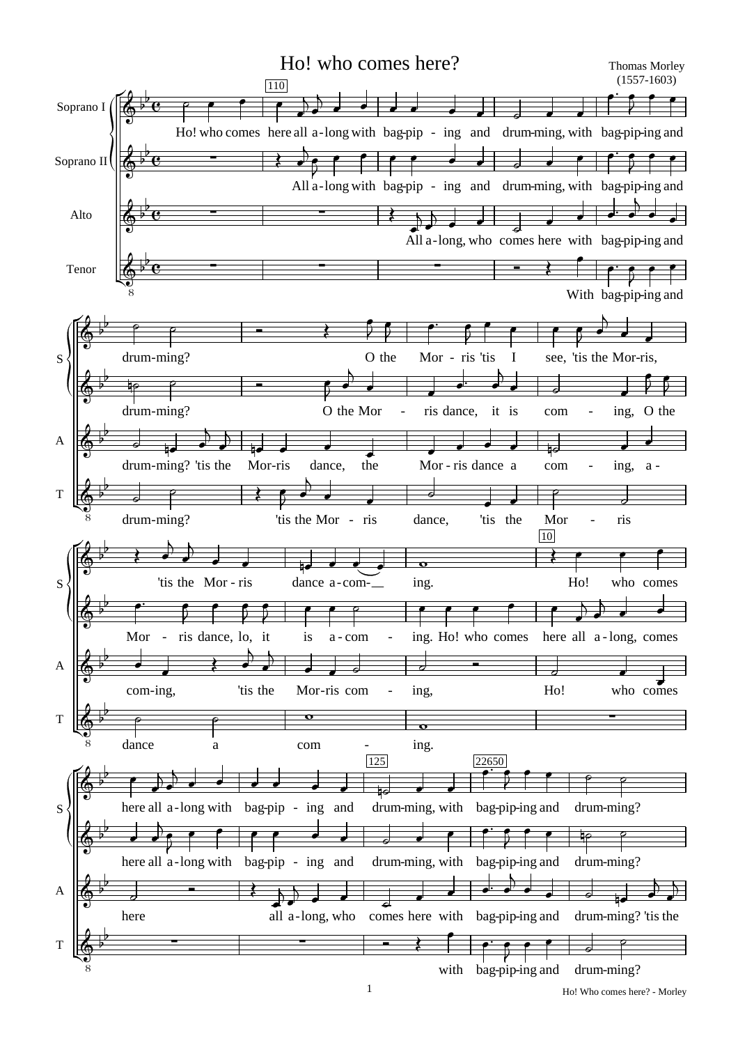# Ho! who comes here?

Thomas Morley
(1557-1603)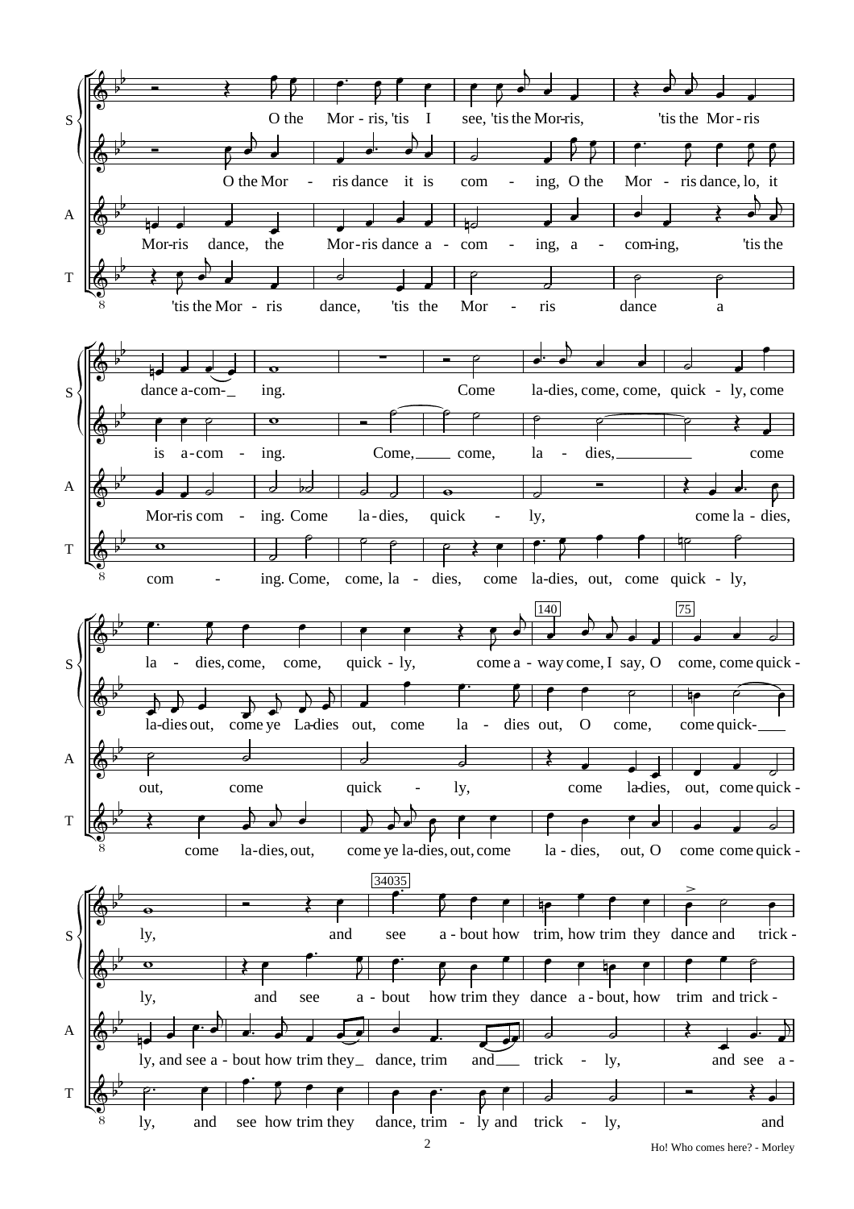S: O the Mor - ris, 'tis I see, 'tis the Mor-ris, 'tis the Mor - ris dance a-com- ing. Come la-dies, come, come, quick - ly, come la - dies, come, come, quick - ly, come a - way come, I say, O come, come quick - ly, and see a - bout how trim, how trim they dance and trick -

O the Mor - ris dance it is com - ing, O the Mor - ris dance, lo, it is a-com - ing. Come, come, la - dies, come la-dies out, come ye La-dies out, come la - dies out, O come, come quick- ly, and see a - bout how trim they dance a - bout, how trim and trick -

A: Mor-ris dance, the Mor-ris dance a - com - ing, a - com-ing, 'tis the Mor-ris com - ing. Come la - dies, quick - ly, come la - dies, out, come quick - ly, come la-dies, out, come quick - ly, and see a - bout how trim they dance, trim and trick - ly, and see a -

T: 'tis the Mor - ris dance, 'tis the Mor - ris dance a com - ing. Come, come, la - dies, come la-dies, out, come quick - ly, come la-dies, out, come ye la-dies, out, come la - dies, out, O come come quick - ly, and see how trim they dance, trim - ly and trick - ly, and

140

75

34035

Ho! Who comes here? - Morley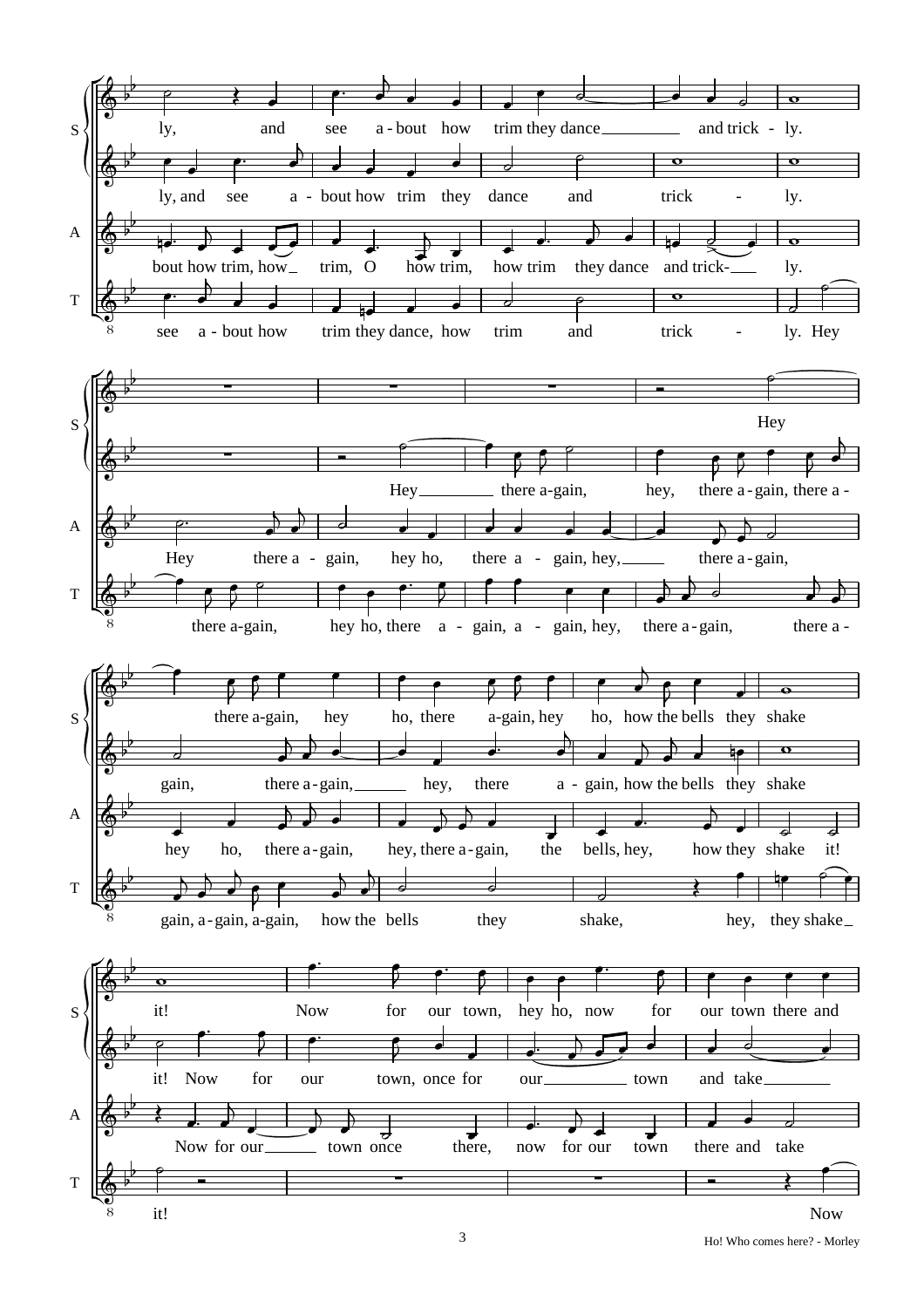S: ly, and see a-bout how trim they dance and trick - ly.

ly, and see a - bout how trim they dance and trick - ly.

A: bout how trim, how trim, O how trim, how trim they dance and trick- ly.

T: see a - bout how trim they dance, how trim and trick - ly. Hey

S: Hey

Hey there a-gain, hey, there a - gain, there a -

A: Hey there a - gain, hey ho, there a - gain, hey, there a - gain,

T: there a-gain, hey ho, there a - gain, a - gain, hey, there a - gain, there a -

S: there a-gain, hey ho, there a-gain, hey ho, how the bells they shake

gain, there a - gain, hey, there a - gain, how the bells they shake

A: hey ho, there a - gain, hey, there a - gain, the bells, hey, how they shake it!

T: gain, a - gain, a-gain, how the bells they shake, hey, they shake

S: it! Now for our town, hey ho, now for our town there and

it! Now for our town, once for our town and take

A: Now for our town once there, now for our town there and take

T: it! Now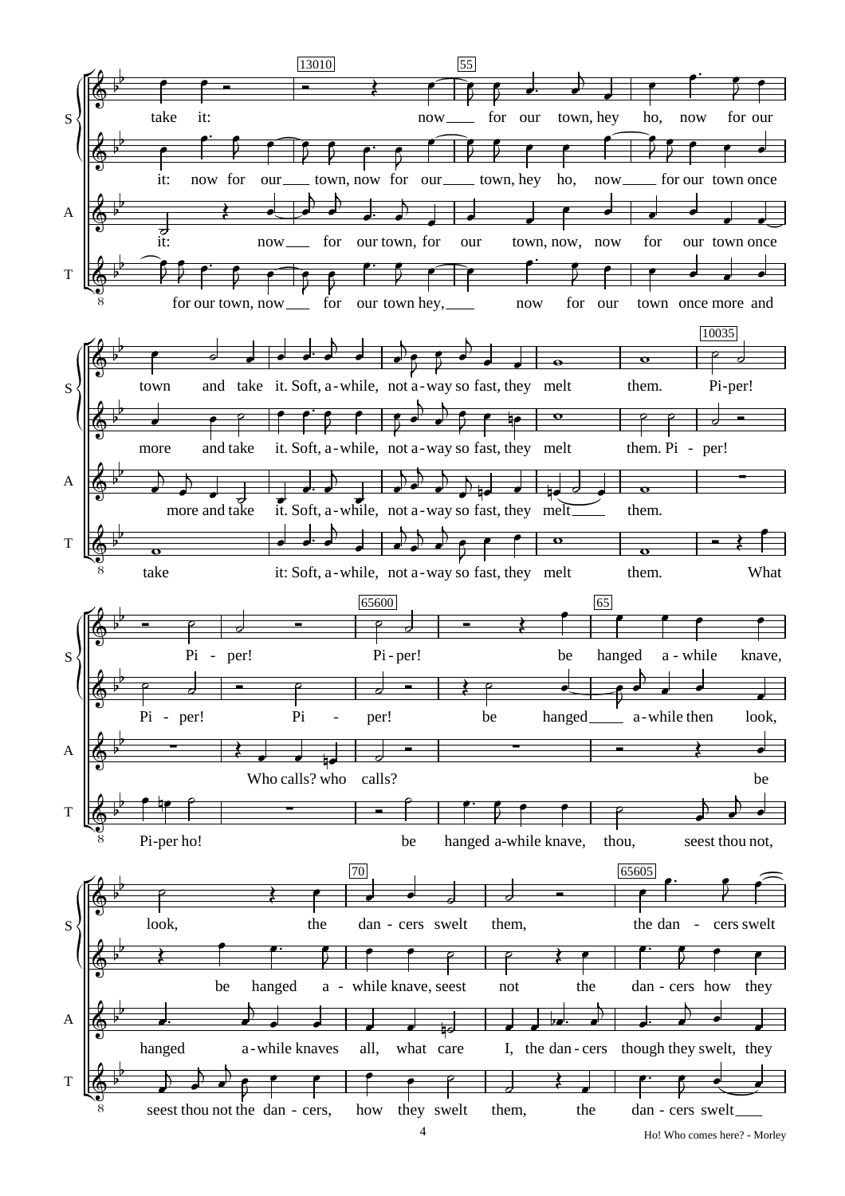**S**
take it: now___ for our town, hey ho, now for our

it: now for our___ town, now for our___ town, hey ho, now___ for our town once

**A**
it: now___ for our town, for our town, now, now for our town once

**T**
for our town, now___ for our town hey,___ now for our town once more and

---

**S**
town and take it. Soft, a-while, not a-way so fast, they melt them. Pi-per!

more and take it. Soft, a-while, not a-way so fast, they melt them. Pi - per!

**A**
more and take it. Soft, a-while, not a-way so fast, they melt___ them.

**T**
take it: Soft, a-while, not a-way so fast, they melt them. What

---

**S**
Pi - per! Pi-per! be hanged a - while knave,

Pi - per! Pi - per! be hanged___ a-while then look,

**A**
Who calls? who calls? be

**T**
Pi-per ho! be hanged a-while knave, thou, seest thou not,

---

**S**
look, the dan - cers swelt them, the dan - cers swelt

be hanged a - while knave, seest not the dan - cers how they

**A**
hanged a-while knaves all, what care I, the dan-cers though they swelt, they

**T**
seest thou not the dan - cers, how they swelt them, the dan - cers swelt___

Ho! Who comes here? - Morley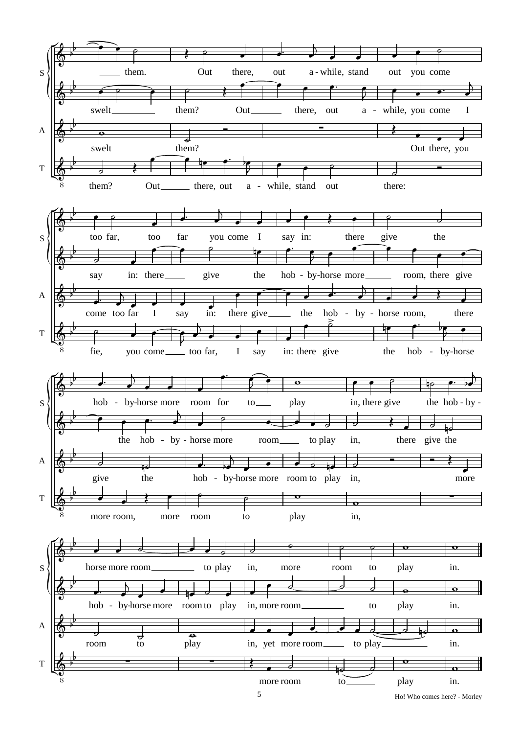S: them. Out there, out a-while, stand out you come too far, too far you come I say in: there give the hob-by-horse more room for to play in, there give the hob-by-horse more room to play in, more room to play in.

S: swelt them? Out there, out a-while, you come I say in: there give the hob-by-horse more room, there give the hob-by-horse more room to play in, there give the hob-by-horse more room to play in, more room to play in.

A: swelt them? Out there, you come too far I say in: there give the hob-by-horse room, there give the hob-by-horse more room to play in, more room to play in, yet more room to play in.

T: them? Out there, out a-while, stand out there: fie, you come too far, I say in: there give the hob-by-horse more room, more room to play in, more room to play in.